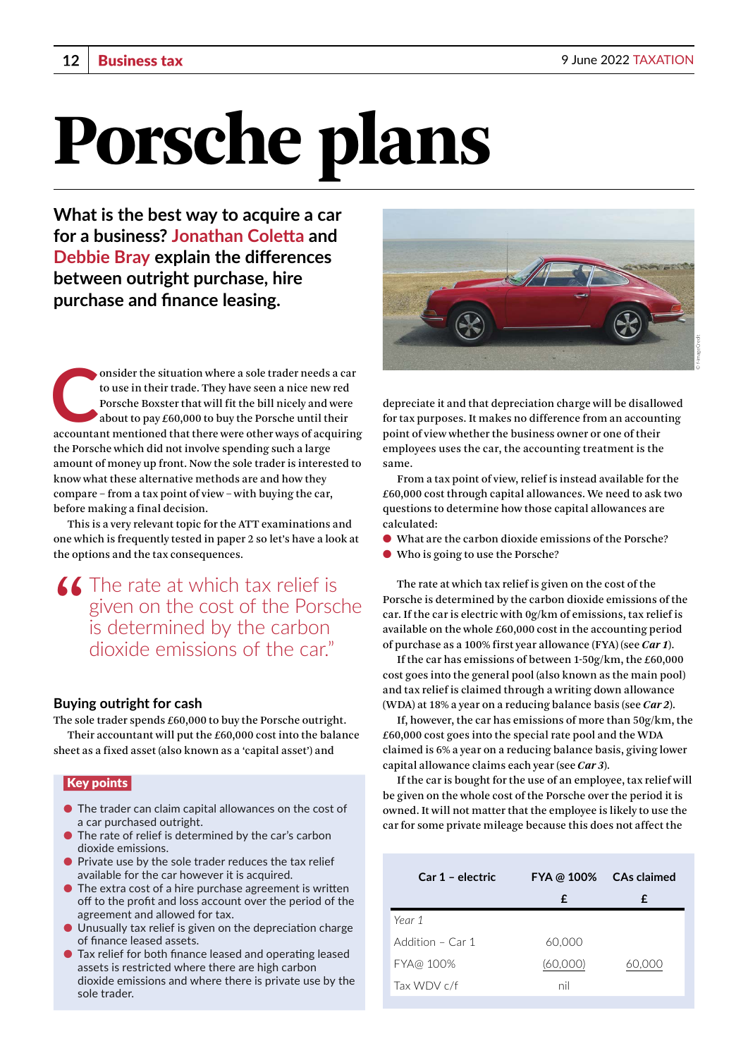# Porsche plans

**What is the best way to acquire a car for a business? Jonathan Coletta and Debbie Bray explain the differences between outright purchase, hire purchase and finance leasing.**

Consider the situation where a sole trader needs a car to use in their trade. They have seen a nice new red Porsche Boxster that will fit the bill nicely and were about to pay £60,000 to buy the Porsche until their accountant mentioned that there were other ways of acquiring the Porsche which did not involve spending such a large amount of money up front. Now the sole trader is interested to know what these alternative methods are and how they compare – from a tax point of view – with buying the car, before making a final decision.

This is a very relevant topic for the ATT examinations and one which is frequently tested in paper 2 so let's have a look at the options and the tax consequences.

> "The rate at which tax relief is given on the cost of the Porsche is determined by the carbon dioxide emissions of the car."

## Buying outright for cash

The sole trader spends £60,000 to buy the Porsche outright.

Their accountant will put the £60,000 cost into the balance sheet as a fixed asset (also known as a 'capital asset') and depreciate it and that depreciation charge will be disallowed for tax purposes. It makes no difference from an accounting point of view whether the business owner or one of their employees uses the car, the accounting treatment is the same.

From a tax point of view, relief is instead available for the £60,000 cost through capital allowances. We need to ask two questions to determine how those capital allowances are calculated:

- What are the carbon dioxide emissions of the Porsche?
- Who is going to use the Porsche?

The rate at which tax relief is given on the cost of the Porsche is determined by the carbon dioxide emissions of the car. If the car is electric with 0g/km of emissions, tax relief is available on the whole £60,000 cost in the accounting period of purchase as a 100% first year allowance (FYA) (see ***Car 1***).

If the car has emissions of between 1-50g/km, the £60,000 cost goes into the general pool (also known as the main pool) and tax relief is claimed through a writing down allowance (WDA) at 18% a year on a reducing balance basis (see ***Car 2***).

If, however, the car has emissions of more than 50g/km, the £60,000 cost goes into the special rate pool and the WDA claimed is 6% a year on a reducing balance basis, giving lower capital allowance claims each year (see ***Car 3***).

If the car is bought for the use of an employee, tax relief will be given on the whole cost of the Porsche over the period it is owned. It will not matter that the employee is likely to use the car for some private mileage because this does not affect the

| Car 1 – electric | FYA @ 100% | CAs claimed |
|---|---|---|
| | £ | £ |
| *Year 1* | | |
| Addition – Car 1 | 60,000 | |
| FYA@ 100% | (60,000) | 60,000 |
| Tax WDV c/f | nil | |

**Key points**

- The trader can claim capital allowances on the cost of a car purchased outright.
- The rate of relief is determined by the car's carbon dioxide emissions.
- Private use by the sole trader reduces the tax relief available for the car however it is acquired.
- The extra cost of a hire purchase agreement is written off to the profit and loss account over the period of the agreement and allowed for tax.
- Unusually tax relief is given on the depreciation charge of finance leased assets.
- Tax relief for both finance leased and operating leased assets is restricted where there are high carbon dioxide emissions and where there is private use by the sole trader.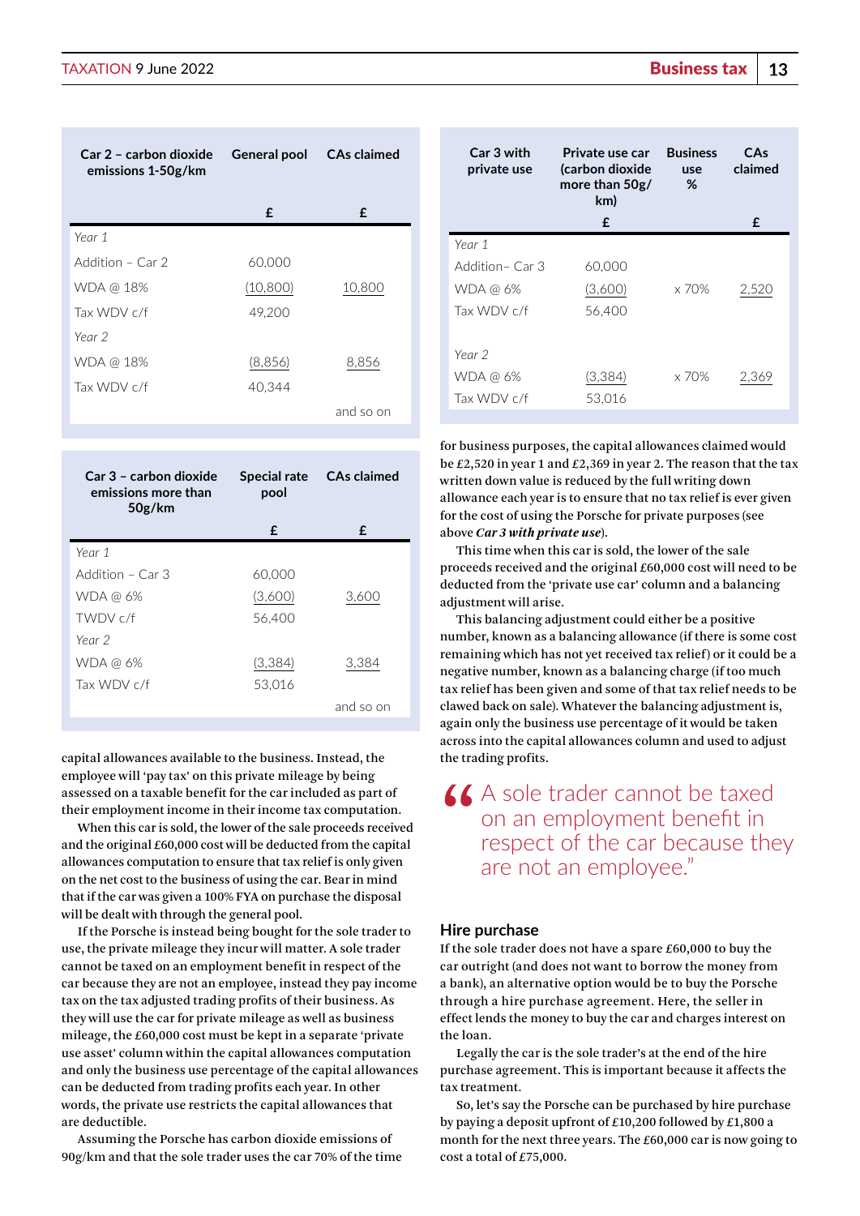| Car 2 – carbon dioxide emissions 1-50g/km | General pool | CAs claimed |
|---|---|---|
| | £ | £ |
| *Year 1* | | |
| Addition – Car 2 | 60,000 | |
| WDA @ 18% | (10,800) | 10,800 |
| Tax WDV c/f | 49,200 | |
| *Year 2* | | |
| WDA @ 18% | (8,856) | 8,856 |
| Tax WDV c/f | 40,344 | |
| | | and so on |

| Car 3 – carbon dioxide emissions more than 50g/km | Special rate pool | CAs claimed |
|---|---|---|
| | £ | £ |
| *Year 1* | | |
| Addition – Car 3 | 60,000 | |
| WDA @ 6% | (3,600) | 3,600 |
| TWDV c/f | 56,400 | |
| *Year 2* | | |
| WDA @ 6% | (3,384) | 3,384 |
| Tax WDV c/f | 53,016 | |
| | | and so on |

capital allowances available to the business. Instead, the employee will 'pay tax' on this private mileage by being assessed on a taxable benefit for the car included as part of their employment income in their income tax computation.

When this car is sold, the lower of the sale proceeds received and the original £60,000 cost will be deducted from the capital allowances computation to ensure that tax relief is only given on the net cost to the business of using the car. Bear in mind that if the car was given a 100% FYA on purchase the disposal will be dealt with through the general pool.

If the Porsche is instead being bought for the sole trader to use, the private mileage they incur will matter. A sole trader cannot be taxed on an employment benefit in respect of the car because they are not an employee, instead they pay income tax on the tax adjusted trading profits of their business. As they will use the car for private mileage as well as business mileage, the £60,000 cost must be kept in a separate 'private use asset' column within the capital allowances computation and only the business use percentage of the capital allowances can be deducted from trading profits each year. In other words, the private use restricts the capital allowances that are deductible.

Assuming the Porsche has carbon dioxide emissions of 90g/km and that the sole trader uses the car 70% of the time

| Car 3 with private use | Private use car (carbon dioxide more than 50g/km) | Business use % | CAs claimed |
|---|---|---|---|
| | £ | | £ |
| *Year 1* | | | |
| Addition– Car 3 | 60,000 | | |
| WDA @ 6% | (3,600) | x 70% | 2,520 |
| Tax WDV c/f | 56,400 | | |
| *Year 2* | | | |
| WDA @ 6% | (3,384) | x 70% | 2,369 |
| Tax WDV c/f | 53,016 | | |

for business purposes, the capital allowances claimed would be £2,520 in year 1 and £2,369 in year 2. The reason that the tax written down value is reduced by the full writing down allowance each year is to ensure that no tax relief is ever given for the cost of using the Porsche for private purposes (see above ***Car 3 with private use***).

This time when this car is sold, the lower of the sale proceeds received and the original £60,000 cost will need to be deducted from the 'private use car' column and a balancing adjustment will arise.

This balancing adjustment could either be a positive number, known as a balancing allowance (if there is some cost remaining which has not yet received tax relief) or it could be a negative number, known as a balancing charge (if too much tax relief has been given and some of that tax relief needs to be clawed back on sale). Whatever the balancing adjustment is, again only the business use percentage of it would be taken across into the capital allowances column and used to adjust the trading profits.

> "A sole trader cannot be taxed on an employment benefit in respect of the car because they are not an employee."

## Hire purchase

If the sole trader does not have a spare £60,000 to buy the car outright (and does not want to borrow the money from a bank), an alternative option would be to buy the Porsche through a hire purchase agreement. Here, the seller in effect lends the money to buy the car and charges interest on the loan.

Legally the car is the sole trader's at the end of the hire purchase agreement. This is important because it affects the tax treatment.

So, let's say the Porsche can be purchased by hire purchase by paying a deposit upfront of £10,200 followed by £1,800 a month for the next three years. The £60,000 car is now going to cost a total of £75,000.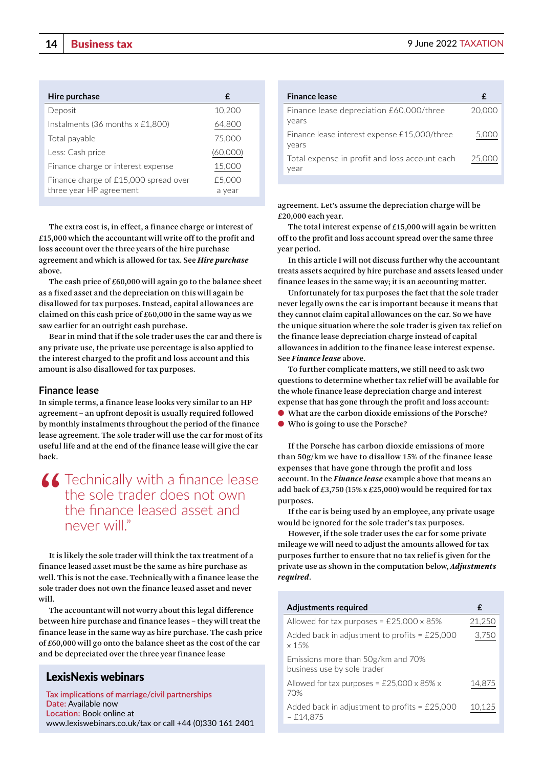| Hire purchase | £ |
|---|---|
| Deposit | 10,200 |
| Instalments (36 months x £1,800) | 64,800 |
| Total payable | 75,000 |
| Less: Cash price | (60,000) |
| Finance charge or interest expense | 15,000 |
| Finance charge of £15,000 spread over three year HP agreement | £5,000 a year |

The extra cost is, in effect, a finance charge or interest of £15,000 which the accountant will write off to the profit and loss account over the three years of the hire purchase agreement and which is allowed for tax. See ***Hire purchase*** above.

The cash price of £60,000 will again go to the balance sheet as a fixed asset and the depreciation on this will again be disallowed for tax purposes. Instead, capital allowances are claimed on this cash price of £60,000 in the same way as we saw earlier for an outright cash purchase.

Bear in mind that if the sole trader uses the car and there is any private use, the private use percentage is also applied to the interest charged to the profit and loss account and this amount is also disallowed for tax purposes.

## Finance lease

In simple terms, a finance lease looks very similar to an HP agreement – an upfront deposit is usually required followed by monthly instalments throughout the period of the finance lease agreement. The sole trader will use the car for most of its useful life and at the end of the finance lease will give the car back.

> “Technically with a finance lease the sole trader does not own the finance leased asset and never will.”

It is likely the sole trader will think the tax treatment of a finance leased asset must be the same as hire purchase as well. This is not the case. Technically with a finance lease the sole trader does not own the finance leased asset and never will.

The accountant will not worry about this legal difference between hire purchase and finance leases – they will treat the finance lease in the same way as hire purchase. The cash price of £60,000 will go onto the balance sheet as the cost of the car and be depreciated over the three year finance lease agreement. Let’s assume the depreciation charge will be £20,000 each year.

| Finance lease | £ |
|---|---|
| Finance lease depreciation £60,000/three years | 20,000 |
| Finance lease interest expense £15,000/three years | 5,000 |
| Total expense in profit and loss account each year | 25,000 |

The total interest expense of £15,000 will again be written off to the profit and loss account spread over the same three year period.

In this article I will not discuss further why the accountant treats assets acquired by hire purchase and assets leased under finance leases in the same way; it is an accounting matter.

Unfortunately for tax purposes the fact that the sole trader never legally owns the car is important because it means that they cannot claim capital allowances on the car. So we have the unique situation where the sole trader is given tax relief on the finance lease depreciation charge instead of capital allowances in addition to the finance lease interest expense. See ***Finance lease*** above.

To further complicate matters, we still need to ask two questions to determine whether tax relief will be available for the whole finance lease depreciation charge and interest expense that has gone through the profit and loss account:

- What are the carbon dioxide emissions of the Porsche?
- Who is going to use the Porsche?

If the Porsche has carbon dioxide emissions of more than 50g/km we have to disallow 15% of the finance lease expenses that have gone through the profit and loss account. In the ***Finance lease*** example above that means an add back of £3,750 (15% x £25,000) would be required for tax purposes.

If the car is being used by an employee, any private usage would be ignored for the sole trader’s tax purposes.

However, if the sole trader uses the car for some private mileage we will need to adjust the amounts allowed for tax purposes further to ensure that no tax relief is given for the private use as shown in the computation below, ***Adjustments required***.

| Adjustments required | £ |
|---|---|
| Allowed for tax purposes = £25,000 x 85% | 21,250 |
| Added back in adjustment to profits = £25,000 x 15% | 3,750 |
| Emissions more than 50g/km and 70% business use by sole trader | |
| Allowed for tax purposes = £25,000 x 85% x 70% | 14,875 |
| Added back in adjustment to profits = £25,000 – £14,875 | 10,125 |

**LexisNexis webinars**

Tax implications of marriage/civil partnerships
Date: Available now
Location: Book online at www.lexiswebinars.co.uk/tax or call +44 (0)330 161 2401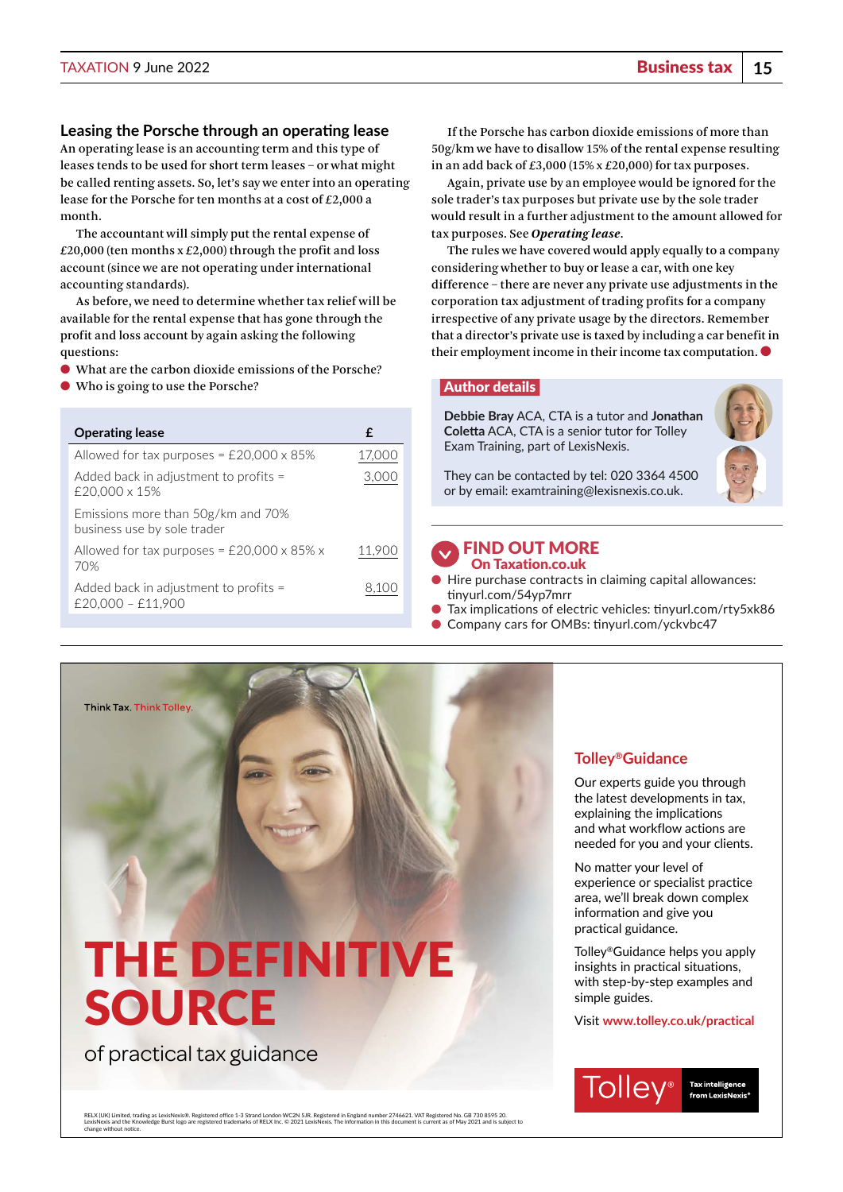## Leasing the Porsche through an operating lease

An operating lease is an accounting term and this type of leases tends to be used for short term leases – or what might be called renting assets. So, let's say we enter into an operating lease for the Porsche for ten months at a cost of £2,000 a month.

The accountant will simply put the rental expense of £20,000 (ten months x £2,000) through the profit and loss account (since we are not operating under international accounting standards).

As before, we need to determine whether tax relief will be available for the rental expense that has gone through the profit and loss account by again asking the following questions:

- What are the carbon dioxide emissions of the Porsche?
- Who is going to use the Porsche?

| Operating lease | £ |
|---|---|
| Allowed for tax purposes = £20,000 x 85% | 17,000 |
| Added back in adjustment to profits = £20,000 x 15% | 3,000 |
| Emissions more than 50g/km and 70% business use by sole trader | |
| Allowed for tax purposes = £20,000 x 85% x 70% | 11,900 |
| Added back in adjustment to profits = £20,000 – £11,900 | 8,100 |

If the Porsche has carbon dioxide emissions of more than 50g/km we have to disallow 15% of the rental expense resulting in an add back of £3,000 (15% x £20,000) for tax purposes.

Again, private use by an employee would be ignored for the sole trader's tax purposes but private use by the sole trader would result in a further adjustment to the amount allowed for tax purposes. See ***Operating lease***.

The rules we have covered would apply equally to a company considering whether to buy or lease a car, with one key difference – there are never any private use adjustments in the corporation tax adjustment of trading profits for a company irrespective of any private usage by the directors. Remember that a director's private use is taxed by including a car benefit in their employment income in their income tax computation.

### Author details

**Debbie Bray** ACA, CTA is a tutor and **Jonathan Coletta** ACA, CTA is a senior tutor for Tolley Exam Training, part of LexisNexis.

They can be contacted by tel: 020 3364 4500 or by email: examtraining@lexisnexis.co.uk.

### FIND OUT MORE
**On Taxation.co.uk**

- Hire purchase contracts in claiming capital allowances: tinyurl.com/54yp7mrr
- Tax implications of electric vehicles: tinyurl.com/rty5xk86
- Company cars for OMBs: tinyurl.com/yckvbc47

Think Tax. Think Tolley.

# THE DEFINITIVE SOURCE

of practical tax guidance

**Tolley®Guidance**

Our experts guide you through the latest developments in tax, explaining the implications and what workflow actions are needed for you and your clients.

No matter your level of experience or specialist practice area, we'll break down complex information and give you practical guidance.

Tolley®Guidance helps you apply insights in practical situations, with step-by-step examples and simple guides.

Visit **www.tolley.co.uk/practical**

Tolley® Tax intelligence from LexisNexis®

RELX (UK) Limited, trading as LexisNexis®. Registered office 1-3 Strand London WC2N 5JR. Registered in England number 2746621. VAT Registered No. GB 730 8595 20. LexisNexis and the Knowledge Burst logo are registered trademarks of RELX Inc. © 2021 LexisNexis. The information in this document is current as of May 2021 and is subject to change without notice.